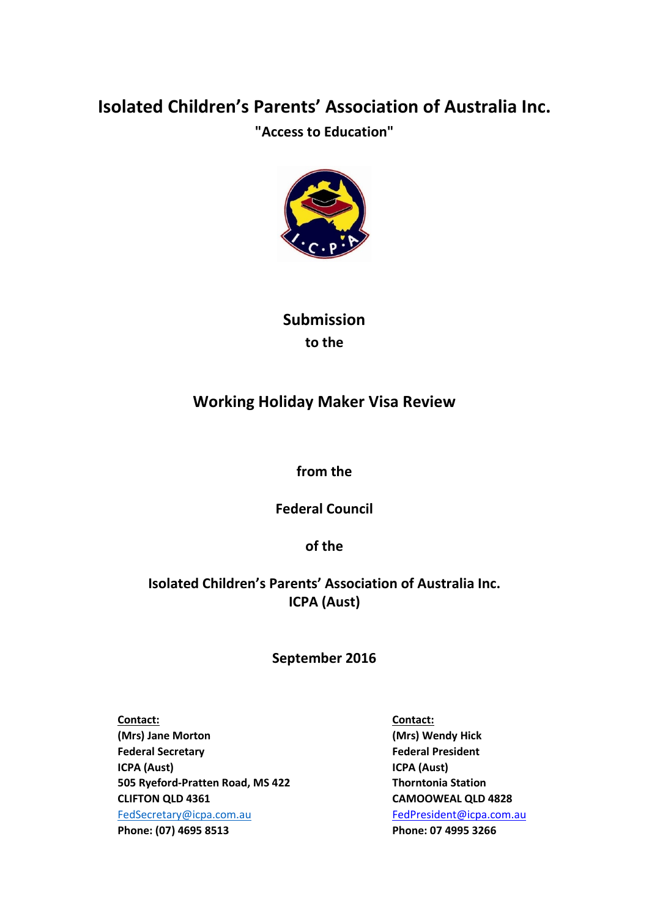# Isolated Children's Parents' Association of Australia Inc.

**"Access to Education"**

## Submission
**to the**

## Working Holiday Maker Visa Review

**from the**

**Federal Council**

**of the**

**Isolated Children's Parents' Association of Australia Inc.**
**ICPA (Aust)**

**September 2016**

**Contact:**
**(Mrs) Jane Morton**
**Federal Secretary**
**ICPA (Aust)**
**505 Ryeford-Pratten Road, MS 422**
**CLIFTON QLD 4361**
FedSecretary@icpa.com.au
**Phone: (07) 4695 8513**

**Contact:**
**(Mrs) Wendy Hick**
**Federal President**
**ICPA (Aust)**
**Thorntonia Station**
**CAMOOWEAL QLD 4828**
FedPresident@icpa.com.au
**Phone: 07 4995 3266**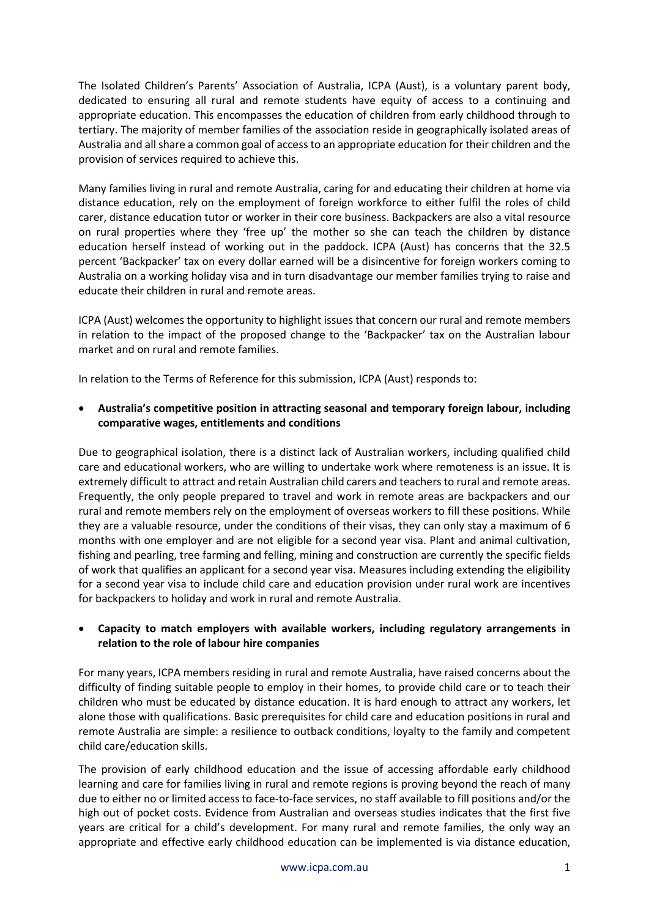The Isolated Children's Parents' Association of Australia, ICPA (Aust), is a voluntary parent body, dedicated to ensuring all rural and remote students have equity of access to a continuing and appropriate education. This encompasses the education of children from early childhood through to tertiary. The majority of member families of the association reside in geographically isolated areas of Australia and all share a common goal of access to an appropriate education for their children and the provision of services required to achieve this.

Many families living in rural and remote Australia, caring for and educating their children at home via distance education, rely on the employment of foreign workforce to either fulfil the roles of child carer, distance education tutor or worker in their core business. Backpackers are also a vital resource on rural properties where they 'free up' the mother so she can teach the children by distance education herself instead of working out in the paddock. ICPA (Aust) has concerns that the 32.5 percent 'Backpacker' tax on every dollar earned will be a disincentive for foreign workers coming to Australia on a working holiday visa and in turn disadvantage our member families trying to raise and educate their children in rural and remote areas.

ICPA (Aust) welcomes the opportunity to highlight issues that concern our rural and remote members in relation to the impact of the proposed change to the 'Backpacker' tax on the Australian labour market and on rural and remote families.

In relation to the Terms of Reference for this submission, ICPA (Aust) responds to:

- **Australia's competitive position in attracting seasonal and temporary foreign labour, including comparative wages, entitlements and conditions**

Due to geographical isolation, there is a distinct lack of Australian workers, including qualified child care and educational workers, who are willing to undertake work where remoteness is an issue. It is extremely difficult to attract and retain Australian child carers and teachers to rural and remote areas. Frequently, the only people prepared to travel and work in remote areas are backpackers and our rural and remote members rely on the employment of overseas workers to fill these positions. While they are a valuable resource, under the conditions of their visas, they can only stay a maximum of 6 months with one employer and are not eligible for a second year visa. Plant and animal cultivation, fishing and pearling, tree farming and felling, mining and construction are currently the specific fields of work that qualifies an applicant for a second year visa. Measures including extending the eligibility for a second year visa to include child care and education provision under rural work are incentives for backpackers to holiday and work in rural and remote Australia.

- **Capacity to match employers with available workers, including regulatory arrangements in relation to the role of labour hire companies**

For many years, ICPA members residing in rural and remote Australia, have raised concerns about the difficulty of finding suitable people to employ in their homes, to provide child care or to teach their children who must be educated by distance education. It is hard enough to attract any workers, let alone those with qualifications. Basic prerequisites for child care and education positions in rural and remote Australia are simple: a resilience to outback conditions, loyalty to the family and competent child care/education skills.

The provision of early childhood education and the issue of accessing affordable early childhood learning and care for families living in rural and remote regions is proving beyond the reach of many due to either no or limited access to face-to-face services, no staff available to fill positions and/or the high out of pocket costs. Evidence from Australian and overseas studies indicates that the first five years are critical for a child's development. For many rural and remote families, the only way an appropriate and effective early childhood education can be implemented is via distance education,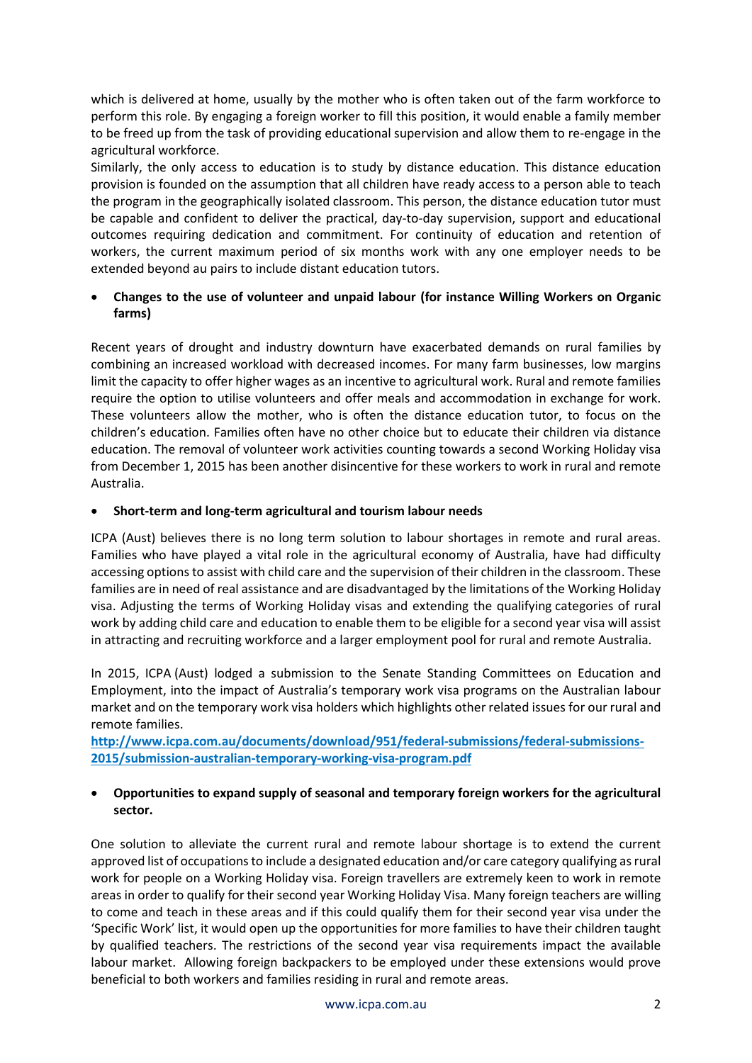which is delivered at home, usually by the mother who is often taken out of the farm workforce to perform this role. By engaging a foreign worker to fill this position, it would enable a family member to be freed up from the task of providing educational supervision and allow them to re-engage in the agricultural workforce.

Similarly, the only access to education is to study by distance education. This distance education provision is founded on the assumption that all children have ready access to a person able to teach the program in the geographically isolated classroom. This person, the distance education tutor must be capable and confident to deliver the practical, day-to-day supervision, support and educational outcomes requiring dedication and commitment. For continuity of education and retention of workers, the current maximum period of six months work with any one employer needs to be extended beyond au pairs to include distant education tutors.

- **Changes to the use of volunteer and unpaid labour (for instance Willing Workers on Organic farms)**

Recent years of drought and industry downturn have exacerbated demands on rural families by combining an increased workload with decreased incomes. For many farm businesses, low margins limit the capacity to offer higher wages as an incentive to agricultural work. Rural and remote families require the option to utilise volunteers and offer meals and accommodation in exchange for work. These volunteers allow the mother, who is often the distance education tutor, to focus on the children's education. Families often have no other choice but to educate their children via distance education. The removal of volunteer work activities counting towards a second Working Holiday visa from December 1, 2015 has been another disincentive for these workers to work in rural and remote Australia.

- **Short-term and long-term agricultural and tourism labour needs**

ICPA (Aust) believes there is no long term solution to labour shortages in remote and rural areas. Families who have played a vital role in the agricultural economy of Australia, have had difficulty accessing options to assist with child care and the supervision of their children in the classroom. These families are in need of real assistance and are disadvantaged by the limitations of the Working Holiday visa. Adjusting the terms of Working Holiday visas and extending the qualifying categories of rural work by adding child care and education to enable them to be eligible for a second year visa will assist in attracting and recruiting workforce and a larger employment pool for rural and remote Australia.

In 2015, ICPA (Aust) lodged a submission to the Senate Standing Committees on Education and Employment, into the impact of Australia's temporary work visa programs on the Australian labour market and on the temporary work visa holders which highlights other related issues for our rural and remote families.

**http://www.icpa.com.au/documents/download/951/federal-submissions/federal-submissions-2015/submission-australian-temporary-working-visa-program.pdf**

- **Opportunities to expand supply of seasonal and temporary foreign workers for the agricultural sector.**

One solution to alleviate the current rural and remote labour shortage is to extend the current approved list of occupations to include a designated education and/or care category qualifying as rural work for people on a Working Holiday visa. Foreign travellers are extremely keen to work in remote areas in order to qualify for their second year Working Holiday Visa. Many foreign teachers are willing to come and teach in these areas and if this could qualify them for their second year visa under the 'Specific Work' list, it would open up the opportunities for more families to have their children taught by qualified teachers. The restrictions of the second year visa requirements impact the available labour market. Allowing foreign backpackers to be employed under these extensions would prove beneficial to both workers and families residing in rural and remote areas.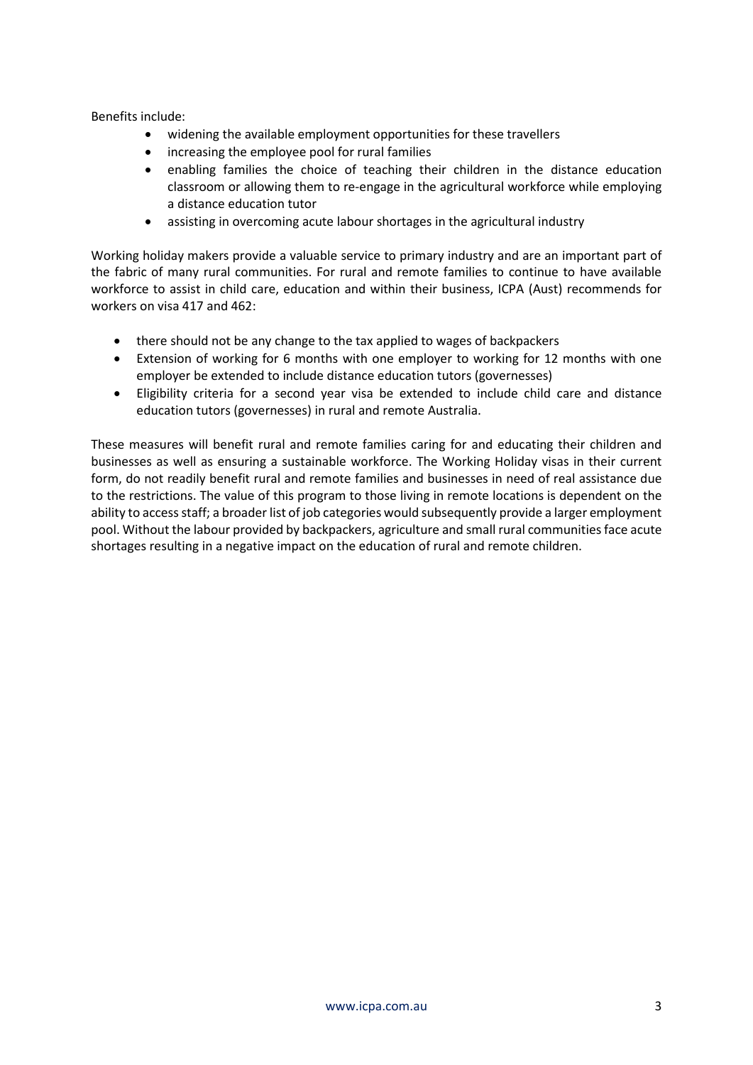Benefits include:

- widening the available employment opportunities for these travellers
- increasing the employee pool for rural families
- enabling families the choice of teaching their children in the distance education classroom or allowing them to re-engage in the agricultural workforce while employing a distance education tutor
- assisting in overcoming acute labour shortages in the agricultural industry

Working holiday makers provide a valuable service to primary industry and are an important part of the fabric of many rural communities. For rural and remote families to continue to have available workforce to assist in child care, education and within their business, ICPA (Aust) recommends for workers on visa 417 and 462:

- there should not be any change to the tax applied to wages of backpackers
- Extension of working for 6 months with one employer to working for 12 months with one employer be extended to include distance education tutors (governesses)
- Eligibility criteria for a second year visa be extended to include child care and distance education tutors (governesses) in rural and remote Australia.

These measures will benefit rural and remote families caring for and educating their children and businesses as well as ensuring a sustainable workforce. The Working Holiday visas in their current form, do not readily benefit rural and remote families and businesses in need of real assistance due to the restrictions. The value of this program to those living in remote locations is dependent on the ability to access staff; a broader list of job categories would subsequently provide a larger employment pool. Without the labour provided by backpackers, agriculture and small rural communities face acute shortages resulting in a negative impact on the education of rural and remote children.

www.icpa.com.au